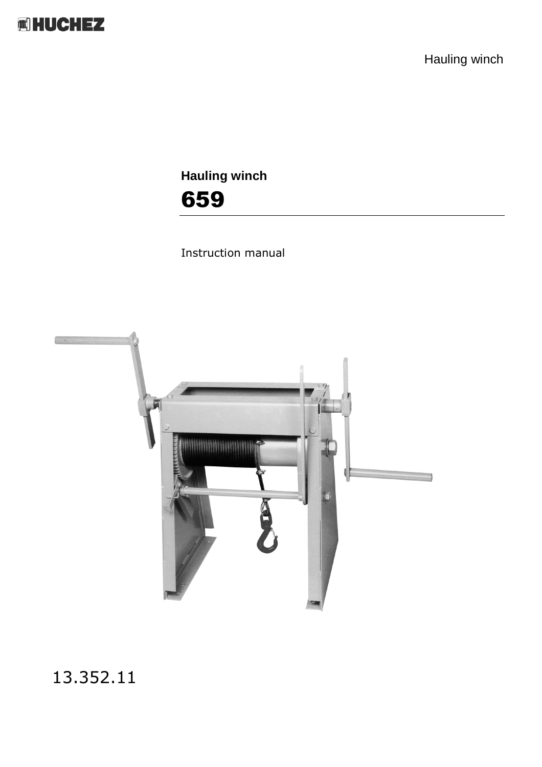HUCHEZ

Hauling winch

**Hauling winch**

# 659

Instruction manual

13.352.11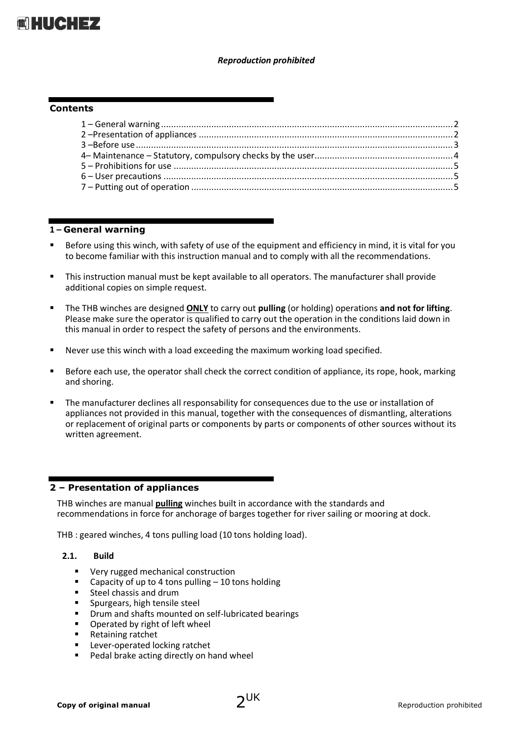*Reproduction prohibited*

## Contents

1 – General warning .......... 2
2 –Presentation of appliances .......... 2
3 –Before use .......... 3
4– Maintenance – Statutory, compulsory checks by the user .......... 4
5 – Prohibitions for use .......... 5
6 – User precautions .......... 5
7 – Putting out of operation .......... 5

## 1 – General warning

- Before using this winch, with safety of use of the equipment and efficiency in mind, it is vital for you to become familiar with this instruction manual and to comply with all the recommendations.
- This instruction manual must be kept available to all operators. The manufacturer shall provide additional copies on simple request.
- The THB winches are designed **ONLY** to carry out **pulling** (or holding) operations **and not for lifting**. Please make sure the operator is qualified to carry out the operation in the conditions laid down in this manual in order to respect the safety of persons and the environments.
- Never use this winch with a load exceeding the maximum working load specified.
- Before each use, the operator shall check the correct condition of appliance, its rope, hook, marking and shoring.
- The manufacturer declines all responsability for consequences due to the use or installation of appliances not provided in this manual, together with the consequences of dismantling, alterations or replacement of original parts or components by parts or components of other sources without its written agreement.

## 2 – Presentation of appliances

THB winches are manual **pulling** winches built in accordance with the standards and recommendations in force for anchorage of barges together for river sailing or mooring at dock.

THB : geared winches, 4 tons pulling load (10 tons holding load).

### 2.1. Build

- Very rugged mechanical construction
- Capacity of up to 4 tons pulling – 10 tons holding
- Steel chassis and drum
- Spurgears, high tensile steel
- Drum and shafts mounted on self-lubricated bearings
- Operated by right of left wheel
- Retaining ratchet
- Lever-operated locking ratchet
- Pedal brake acting directly on hand wheel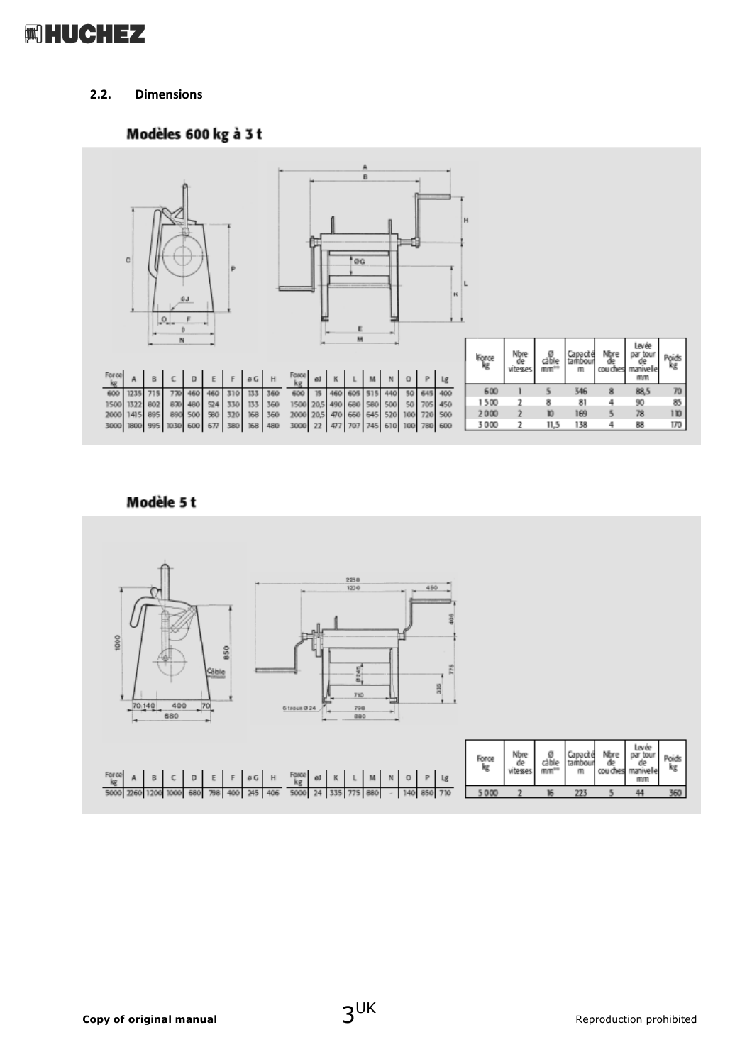## 2.2. Dimensions

### Modèles 600 kg à 3 t

| Force kg | A | B | C | D | E | F | øG | H |
|---|---|---|---|---|---|---|---|---|
| 600 | 1235 | 715 | 770 | 460 | 460 | 310 | 133 | 360 |
| 1500 | 1322 | 802 | 870 | 480 | 524 | 330 | 133 | 360 |
| 2000 | 1415 | 895 | 890 | 500 | 580 | 320 | 168 | 360 |
| 3000 | 1800 | 995 | 1030 | 600 | 677 | 380 | 168 | 480 |

| Force kg | øJ | K | L | M | N | O | P | Lg |
|---|---|---|---|---|---|---|---|---|
| 600 | 15 | 460 | 605 | 515 | 440 | 50 | 645 | 400 |
| 1500 | 20,5 | 490 | 680 | 580 | 500 | 50 | 705 | 450 |
| 2000 | 20,5 | 470 | 660 | 645 | 520 | 100 | 720 | 500 |
| 3000 | 22 | 477 | 707 | 745 | 610 | 100 | 780 | 600 |

| Force kg | Nbre de vitesses | Ø câble mm** | Capacité tambour m | Nbre de couches | Levée par tour de manivelle mm | Poids kg |
|---|---|---|---|---|---|---|
| 600 | 1 | 5 | 346 | 8 | 88,5 | 70 |
| 1 500 | 2 | 8 | 81 | 4 | 90 | 85 |
| 2 000 | 2 | 10 | 169 | 5 | 78 | 110 |
| 3 000 | 2 | 11,5 | 138 | 4 | 88 | 170 |

### Modèle 5 t

| Force kg | A | B | C | D | E | F | øG | H |
|---|---|---|---|---|---|---|---|---|
| 5000 | 2260 | 1200 | 1000 | 680 | 798 | 400 | 245 | 406 |

| Force kg | øJ | K | L | M | N | O | P | Lg |
|---|---|---|---|---|---|---|---|---|
| 5000 | 24 | 335 | 775 | 880 | - | 140 | 850 | 710 |

| Force kg | Nbre de vitesses | Ø câble mm** | Capacité tambour m | Nbre de couches | Levée par tour de manivelle mm | Poids kg |
|---|---|---|---|---|---|---|
| 5 000 | 2 | 16 | 223 | 5 | 44 | 360 |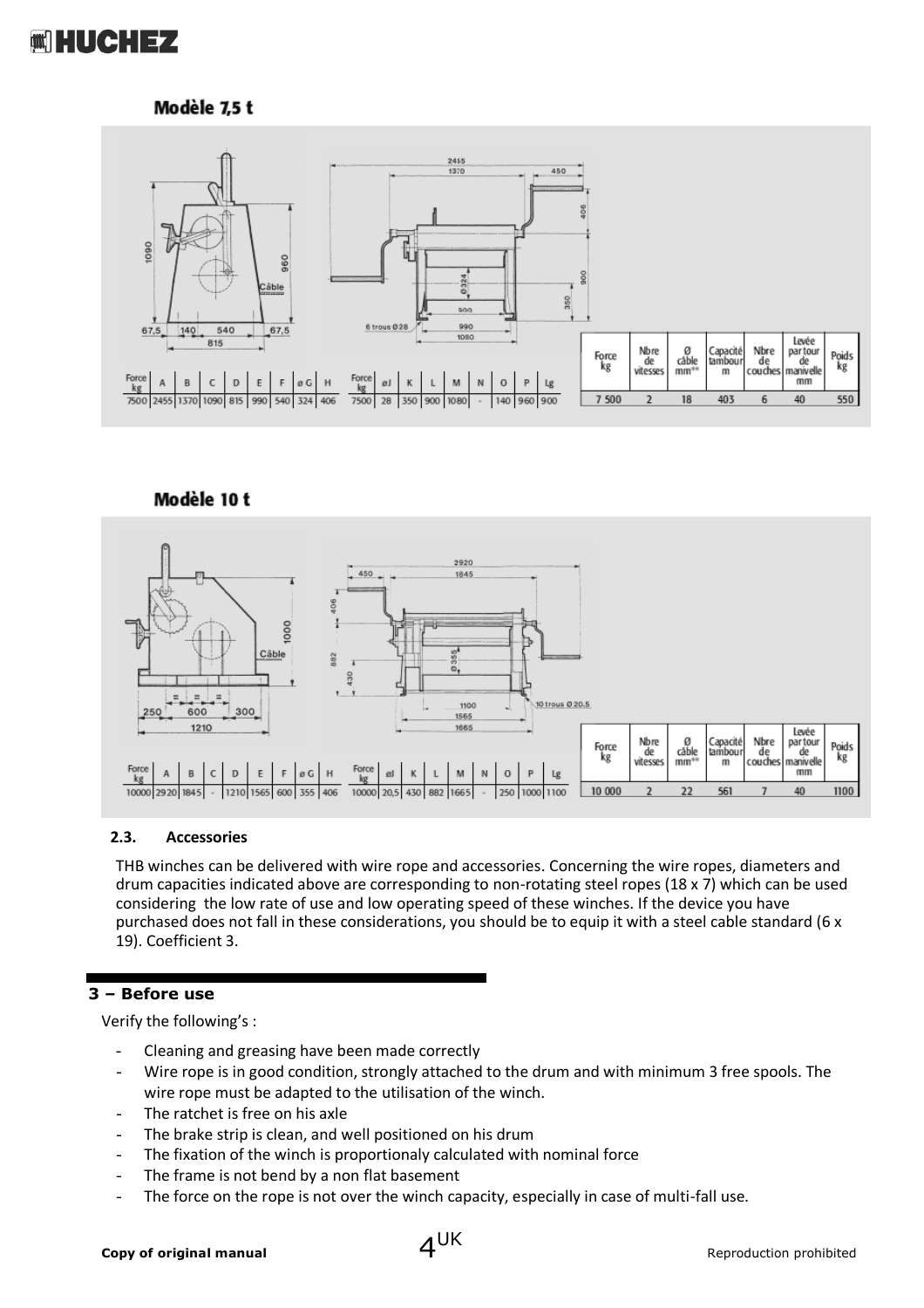## Modèle 7,5 t

| Force kg | A | B | C | D | E | F | øG | H |
|---|---|---|---|---|---|---|---|---|
| 7500 | 2455 | 1370 | 1090 | 815 | 990 | 540 | 324 | 406 |

| Force kg | øJ | K | L | M | N | O | P | Lg |
|---|---|---|---|---|---|---|---|---|
| 7500 | 28 | 350 | 900 | 1080 | - | 140 | 960 | 900 |

| Force kg | Nbre de vitesses | Ø câble mm** | Capacité tambour m | Nbre de couches | Levée par tour de manivelle mm | Poids kg |
|---|---|---|---|---|---|---|
| 7 500 | 2 | 18 | 403 | 6 | 40 | 550 |

## Modèle 10 t

| Force kg | A | B | C | D | E | F | øG | H |
|---|---|---|---|---|---|---|---|---|
| 10000 | 2920 | 1845 | - | 1210 | 1565 | 600 | 355 | 406 |

| Force kg | øJ | K | L | M | N | O | P | Lg |
|---|---|---|---|---|---|---|---|---|
| 10000 | 20,5 | 430 | 882 | 1665 | - | 250 | 1000 | 1100 |

| Force kg | Nbre de vitesses | Ø câble mm** | Capacité tambour m | Nbre de couches | Levée par tour de manivelle mm | Poids kg |
|---|---|---|---|---|---|---|
| 10 000 | 2 | 22 | 561 | 7 | 40 | 1100 |

### 2.3. Accessories

THB winches can be delivered with wire rope and accessories. Concerning the wire ropes, diameters and drum capacities indicated above are corresponding to non-rotating steel ropes (18 x 7) which can be used considering the low rate of use and low operating speed of these winches. If the device you have purchased does not fall in these considerations, you should be to equip it with a steel cable standard (6 x 19). Coefficient 3.

## 3 – Before use

Verify the following's :

- Cleaning and greasing have been made correctly
- Wire rope is in good condition, strongly attached to the drum and with minimum 3 free spools. The wire rope must be adapted to the utilisation of the winch.
- The ratchet is free on his axle
- The brake strip is clean, and well positioned on his drum
- The fixation of the winch is proportionaly calculated with nominal force
- The frame is not bend by a non flat basement
- The force on the rope is not over the winch capacity, especially in case of multi-fall use.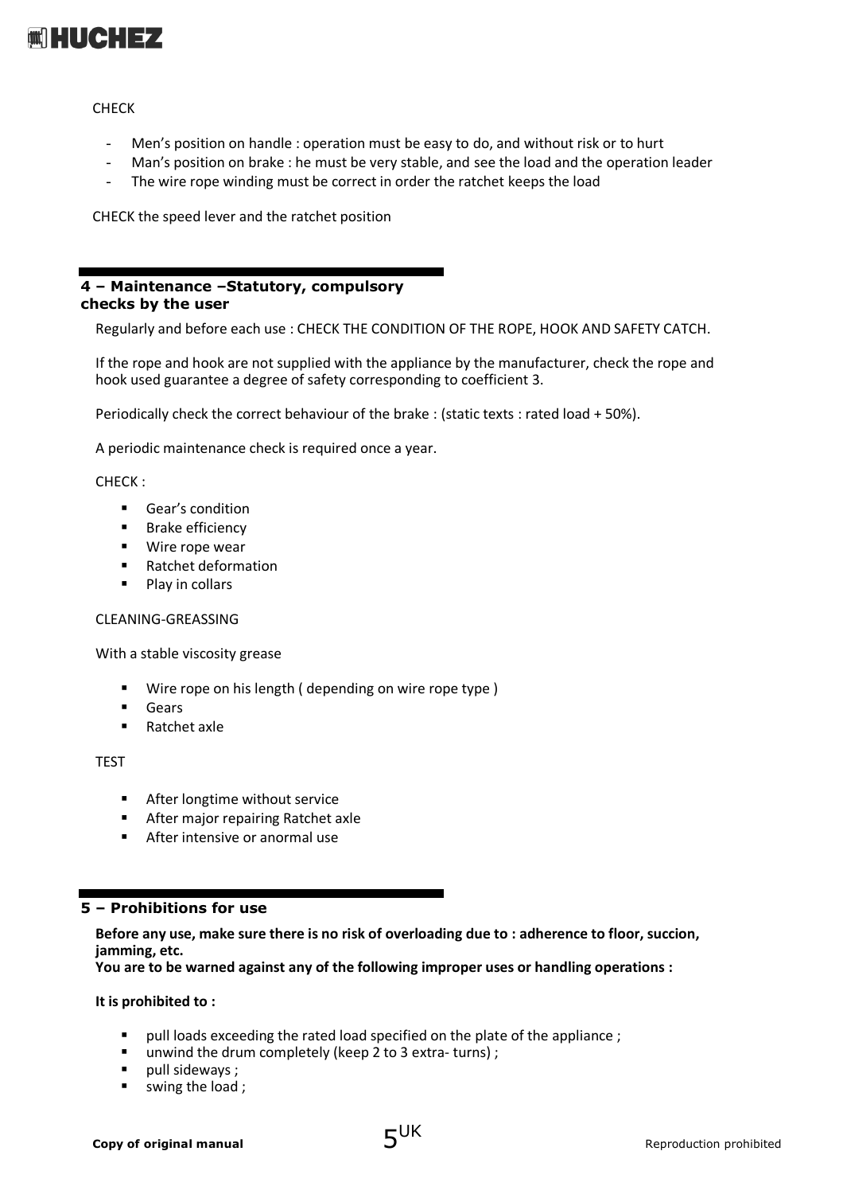CHECK

- Men's position on handle : operation must be easy to do, and without risk or to hurt
- Man's position on brake : he must be very stable, and see the load and the operation leader
- The wire rope winding must be correct in order the ratchet keeps the load

CHECK the speed lever and the ratchet position

## 4 – Maintenance –Statutory, compulsory checks by the user

Regularly and before each use : CHECK THE CONDITION OF THE ROPE, HOOK AND SAFETY CATCH.

If the rope and hook are not supplied with the appliance by the manufacturer, check the rope and hook used guarantee a degree of safety corresponding to coefficient 3.

Periodically check the correct behaviour of the brake : (static texts : rated load + 50%).

A periodic maintenance check is required once a year.

CHECK :

- Gear's condition
- Brake efficiency
- Wire rope wear
- Ratchet deformation
- Play in collars

CLEANING-GREASSING

With a stable viscosity grease

- Wire rope on his length ( depending on wire rope type )
- Gears
- Ratchet axle

TEST

- After longtime without service
- After major repairing Ratchet axle
- After intensive or anormal use

## 5 – Prohibitions for use

**Before any use, make sure there is no risk of overloading due to : adherence to floor, succion, jamming, etc.**
**You are to be warned against any of the following improper uses or handling operations :**

**It is prohibited to :**

- pull loads exceeding the rated load specified on the plate of the appliance ;
- unwind the drum completely (keep 2 to 3 extra- turns) ;
- pull sideways ;
- swing the load ;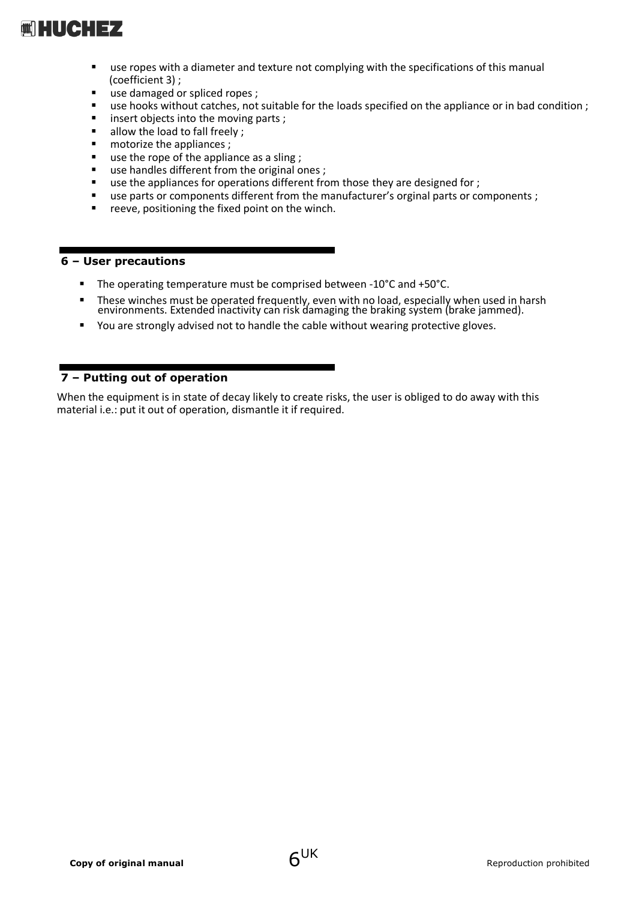- use ropes with a diameter and texture not complying with the specifications of this manual (coefficient 3) ;
- use damaged or spliced ropes ;
- use hooks without catches, not suitable for the loads specified on the appliance or in bad condition ;
- insert objects into the moving parts ;
- allow the load to fall freely ;
- motorize the appliances ;
- use the rope of the appliance as a sling ;
- use handles different from the original ones ;
- use the appliances for operations different from those they are designed for ;
- use parts or components different from the manufacturer's orginal parts or components ;
- reeve, positioning the fixed point on the winch.

## 6 – User precautions

- The operating temperature must be comprised between -10°C and +50°C.
- These winches must be operated frequently, even with no load, especially when used in harsh environments. Extended inactivity can risk damaging the braking system (brake jammed).
- You are strongly advised not to handle the cable without wearing protective gloves.

## 7 – Putting out of operation

When the equipment is in state of decay likely to create risks, the user is obliged to do away with this material i.e.: put it out of operation, dismantle it if required.